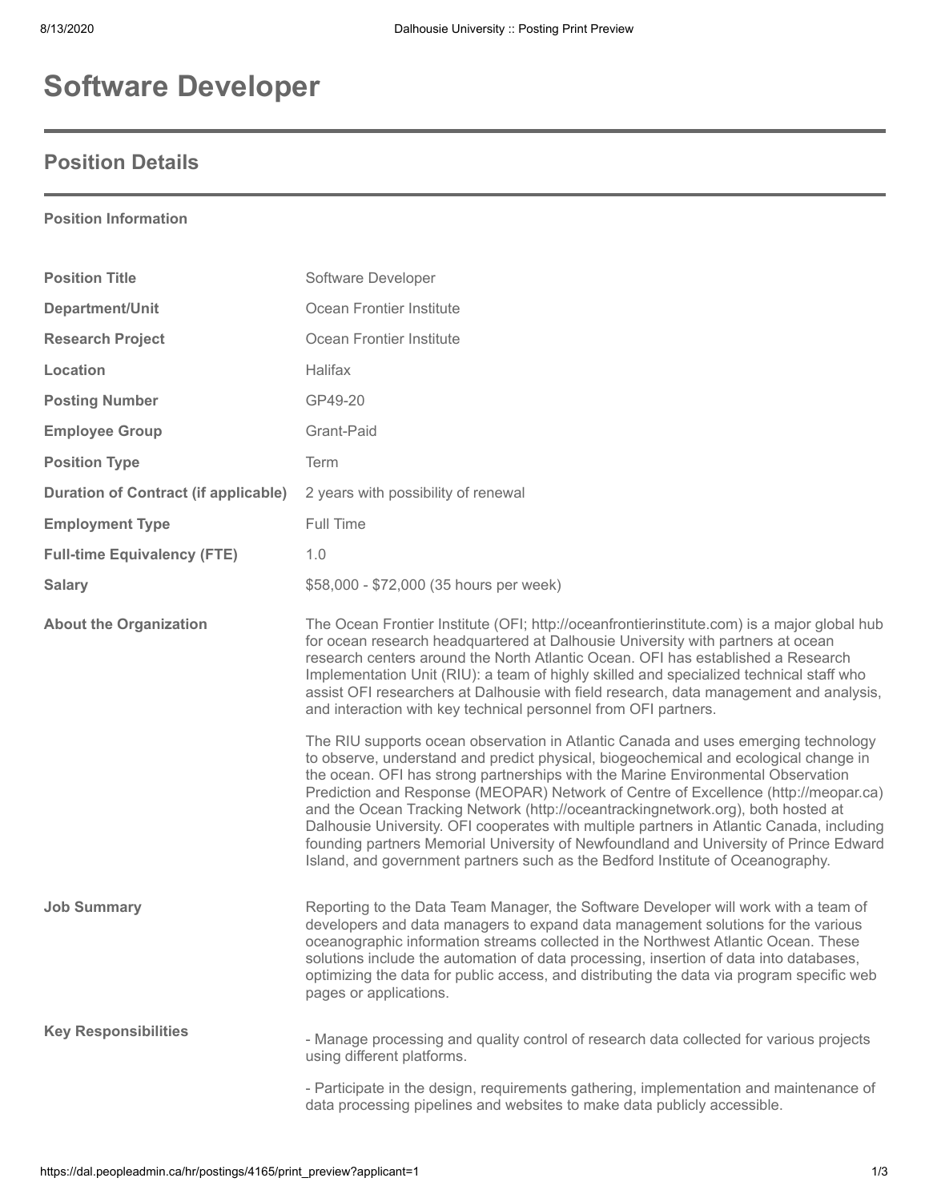# Software Developer

## Position Details

**Position Information**

| | |
|---|---|
| **Position Title** | Software Developer |
| **Department/Unit** | Ocean Frontier Institute |
| **Research Project** | Ocean Frontier Institute |
| **Location** | Halifax |
| **Posting Number** | GP49-20 |
| **Employee Group** | Grant-Paid |
| **Position Type** | Term |
| **Duration of Contract (if applicable)** | 2 years with possibility of renewal |
| **Employment Type** | Full Time |
| **Full-time Equivalency (FTE)** | 1.0 |
| **Salary** | $58,000 - $72,000 (35 hours per week) |

**About the Organization**

The Ocean Frontier Institute (OFI; http://oceanfrontierinstitute.com) is a major global hub for ocean research headquartered at Dalhousie University with partners at ocean research centers around the North Atlantic Ocean. OFI has established a Research Implementation Unit (RIU): a team of highly skilled and specialized technical staff who assist OFI researchers at Dalhousie with field research, data management and analysis, and interaction with key technical personnel from OFI partners.

The RIU supports ocean observation in Atlantic Canada and uses emerging technology to observe, understand and predict physical, biogeochemical and ecological change in the ocean. OFI has strong partnerships with the Marine Environmental Observation Prediction and Response (MEOPAR) Network of Centre of Excellence (http://meopar.ca) and the Ocean Tracking Network (http://oceantrackingnetwork.org), both hosted at Dalhousie University. OFI cooperates with multiple partners in Atlantic Canada, including founding partners Memorial University of Newfoundland and University of Prince Edward Island, and government partners such as the Bedford Institute of Oceanography.

**Job Summary**

Reporting to the Data Team Manager, the Software Developer will work with a team of developers and data managers to expand data management solutions for the various oceanographic information streams collected in the Northwest Atlantic Ocean. These solutions include the automation of data processing, insertion of data into databases, optimizing the data for public access, and distributing the data via program specific web pages or applications.

**Key Responsibilities**

- Manage processing and quality control of research data collected for various projects using different platforms.

- Participate in the design, requirements gathering, implementation and maintenance of data processing pipelines and websites to make data publicly accessible.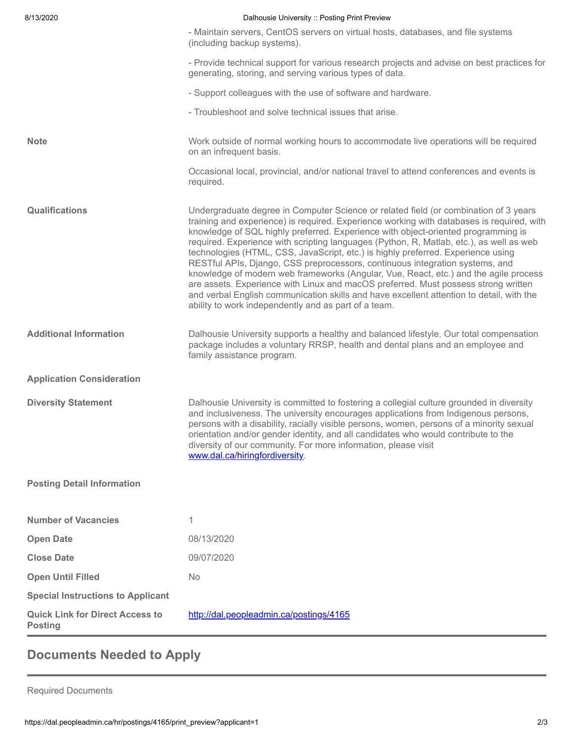- Maintain servers, CentOS servers on virtual hosts, databases, and file systems (including backup systems).

- Provide technical support for various research projects and advise on best practices for generating, storing, and serving various types of data.

- Support colleagues with the use of software and hardware.

- Troubleshoot and solve technical issues that arise.

| | |
|---|---|
| **Note** | Work outside of normal working hours to accommodate live operations will be required on an infrequent basis.<br><br>Occasional local, provincial, and/or national travel to attend conferences and events is required. |
| **Qualifications** | Undergraduate degree in Computer Science or related field (or combination of 3 years training and experience) is required. Experience working with databases is required, with knowledge of SQL highly preferred. Experience with object-oriented programming is required. Experience with scripting languages (Python, R, Matlab, etc.), as well as web technologies (HTML, CSS, JavaScript, etc.) is highly preferred. Experience using RESTful APIs, Django, CSS preprocessors, continuous integration systems, and knowledge of modern web frameworks (Angular, Vue, React, etc.) and the agile process are assets. Experience with Linux and macOS preferred. Must possess strong written and verbal English communication skills and have excellent attention to detail, with the ability to work independently and as part of a team. |
| **Additional Information** | Dalhousie University supports a healthy and balanced lifestyle. Our total compensation package includes a voluntary RRSP, health and dental plans and an employee and family assistance program. |
| **Application Consideration** | |
| **Diversity Statement** | Dalhousie University is committed to fostering a collegial culture grounded in diversity and inclusiveness. The university encourages applications from Indigenous persons, persons with a disability, racially visible persons, women, persons of a minority sexual orientation and/or gender identity, and all candidates who would contribute to the diversity of our community. For more information, please visit [www.dal.ca/hiringfordiversity](http://www.dal.ca/hiringfordiversity). |
| **Posting Detail Information** | |
| **Number of Vacancies** | 1 |
| **Open Date** | 08/13/2020 |
| **Close Date** | 09/07/2020 |
| **Open Until Filled** | No |
| **Special Instructions to Applicant** | |
| **Quick Link for Direct Access to Posting** | [http://dal.peopleadmin.ca/postings/4165](http://dal.peopleadmin.ca/postings/4165) |

## Documents Needed to Apply

Required Documents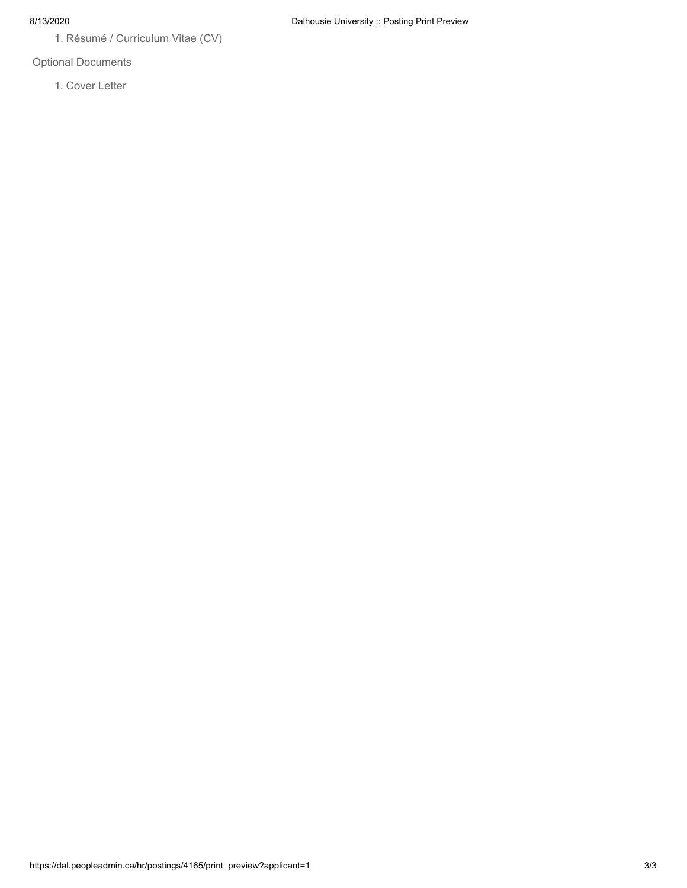1. Résumé / Curriculum Vitae (CV)

Optional Documents

1. Cover Letter